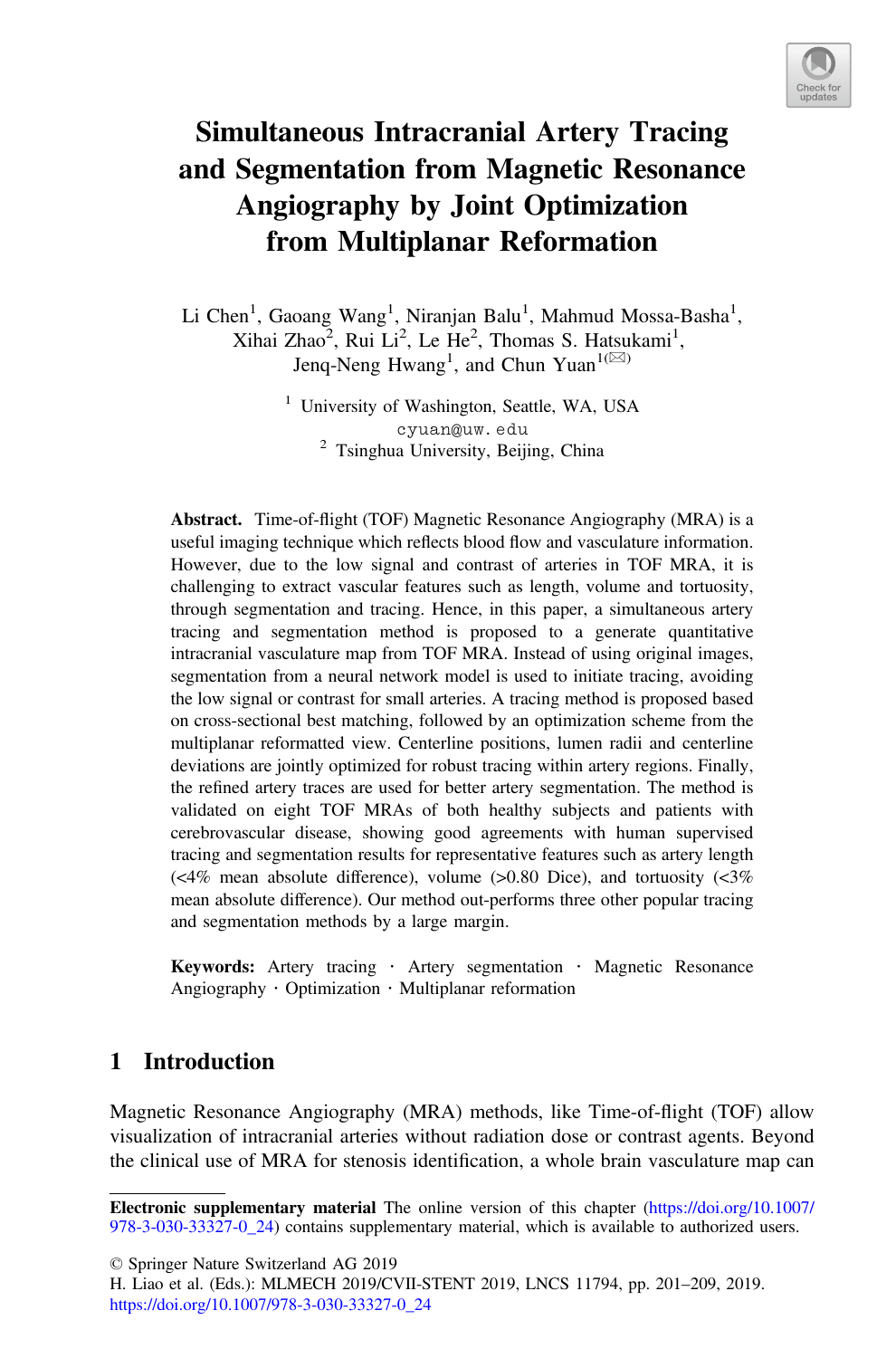# Simultaneous Intracranial Artery Tracing and Segmentation from Magnetic Resonance Angiography by Joint Optimization from Multiplanar Reformation

Li Chen[1], Gaoang Wang[1], Niranjan Balu[1], Mahmud Mossa-Basha[1], Xihai Zhao[2], Rui Li[2], Le He[2], Thomas S. Hatsukami[1], Jenq-Neng Hwang[1], and Chun Yuan[1](✉)

[1] University of Washington, Seattle, WA, USA
cyuan@uw.edu
[2] Tsinghua University, Beijing, China

**Abstract.** Time-of-flight (TOF) Magnetic Resonance Angiography (MRA) is a useful imaging technique which reflects blood flow and vasculature information. However, due to the low signal and contrast of arteries in TOF MRA, it is challenging to extract vascular features such as length, volume and tortuosity, through segmentation and tracing. Hence, in this paper, a simultaneous artery tracing and segmentation method is proposed to a generate quantitative intracranial vasculature map from TOF MRA. Instead of using original images, segmentation from a neural network model is used to initiate tracing, avoiding the low signal or contrast for small arteries. A tracing method is proposed based on cross-sectional best matching, followed by an optimization scheme from the multiplanar reformatted view. Centerline positions, lumen radii and centerline deviations are jointly optimized for robust tracing within artery regions. Finally, the refined artery traces are used for better artery segmentation. The method is validated on eight TOF MRAs of both healthy subjects and patients with cerebrovascular disease, showing good agreements with human supervised tracing and segmentation results for representative features such as artery length (<4% mean absolute difference), volume (>0.80 Dice), and tortuosity (<3% mean absolute difference). Our method out-performs three other popular tracing and segmentation methods by a large margin.

**Keywords:** Artery tracing · Artery segmentation · Magnetic Resonance Angiography · Optimization · Multiplanar reformation

## 1 Introduction

Magnetic Resonance Angiography (MRA) methods, like Time-of-flight (TOF) allow visualization of intracranial arteries without radiation dose or contrast agents. Beyond the clinical use of MRA for stenosis identification, a whole brain vasculature map can

---

**Electronic supplementary material** The online version of this chapter (https://doi.org/10.1007/978-3-030-33327-0_24) contains supplementary material, which is available to authorized users.

© Springer Nature Switzerland AG 2019
H. Liao et al. (Eds.): MLMECH 2019/CVII-STENT 2019, LNCS 11794, pp. 201–209, 2019.
https://doi.org/10.1007/978-3-030-33327-0_24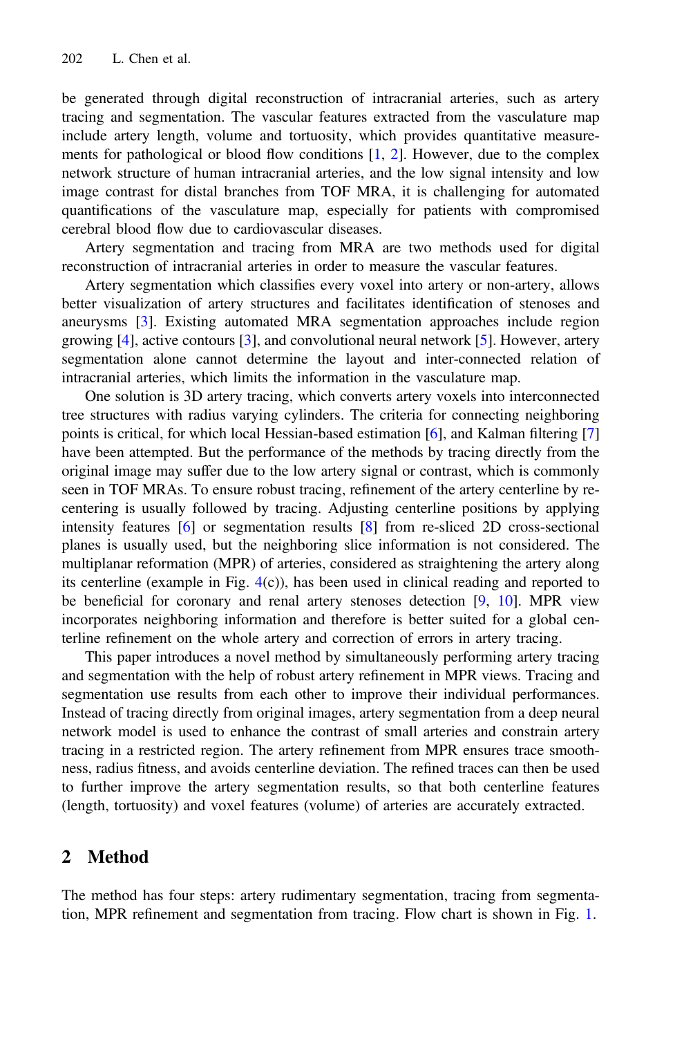be generated through digital reconstruction of intracranial arteries, such as artery tracing and segmentation. The vascular features extracted from the vasculature map include artery length, volume and tortuosity, which provides quantitative measurements for pathological or blood flow conditions [1, 2]. However, due to the complex network structure of human intracranial arteries, and the low signal intensity and low image contrast for distal branches from TOF MRA, it is challenging for automated quantifications of the vasculature map, especially for patients with compromised cerebral blood flow due to cardiovascular diseases.

Artery segmentation and tracing from MRA are two methods used for digital reconstruction of intracranial arteries in order to measure the vascular features.

Artery segmentation which classifies every voxel into artery or non-artery, allows better visualization of artery structures and facilitates identification of stenoses and aneurysms [3]. Existing automated MRA segmentation approaches include region growing [4], active contours [3], and convolutional neural network [5]. However, artery segmentation alone cannot determine the layout and inter-connected relation of intracranial arteries, which limits the information in the vasculature map.

One solution is 3D artery tracing, which converts artery voxels into interconnected tree structures with radius varying cylinders. The criteria for connecting neighboring points is critical, for which local Hessian-based estimation [6], and Kalman filtering [7] have been attempted. But the performance of the methods by tracing directly from the original image may suffer due to the low artery signal or contrast, which is commonly seen in TOF MRAs. To ensure robust tracing, refinement of the artery centerline by re-centering is usually followed by tracing. Adjusting centerline positions by applying intensity features [6] or segmentation results [8] from re-sliced 2D cross-sectional planes is usually used, but the neighboring slice information is not considered. The multiplanar reformation (MPR) of arteries, considered as straightening the artery along its centerline (example in Fig. 4(c)), has been used in clinical reading and reported to be beneficial for coronary and renal artery stenoses detection [9, 10]. MPR view incorporates neighboring information and therefore is better suited for a global centerline refinement on the whole artery and correction of errors in artery tracing.

This paper introduces a novel method by simultaneously performing artery tracing and segmentation with the help of robust artery refinement in MPR views. Tracing and segmentation use results from each other to improve their individual performances. Instead of tracing directly from original images, artery segmentation from a deep neural network model is used to enhance the contrast of small arteries and constrain artery tracing in a restricted region. The artery refinement from MPR ensures trace smoothness, radius fitness, and avoids centerline deviation. The refined traces can then be used to further improve the artery segmentation results, so that both centerline features (length, tortuosity) and voxel features (volume) of arteries are accurately extracted.

## 2 Method

The method has four steps: artery rudimentary segmentation, tracing from segmentation, MPR refinement and segmentation from tracing. Flow chart is shown in Fig. 1.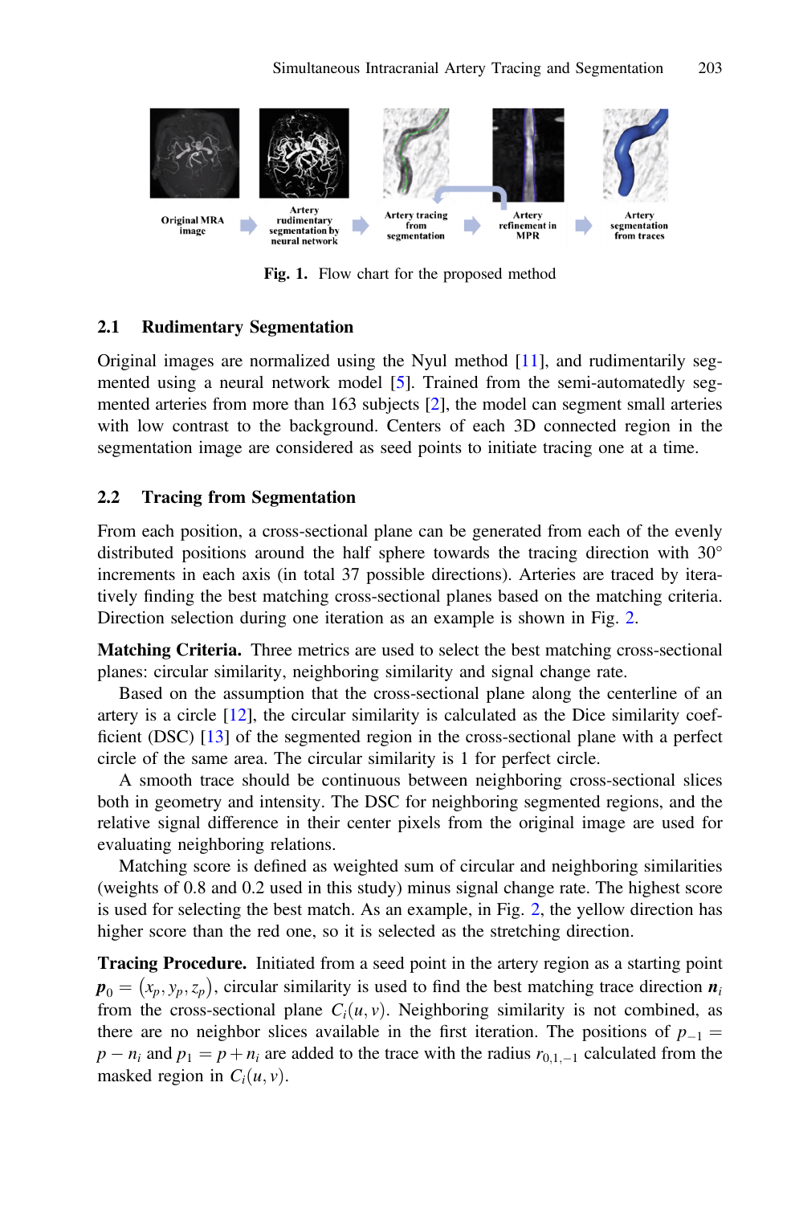Fig. 1. Flow chart for the proposed method

### 2.1 Rudimentary Segmentation

Original images are normalized using the Nyul method [11], and rudimentarily segmented using a neural network model [5]. Trained from the semi-automatedly segmented arteries from more than 163 subjects [2], the model can segment small arteries with low contrast to the background. Centers of each 3D connected region in the segmentation image are considered as seed points to initiate tracing one at a time.

### 2.2 Tracing from Segmentation

From each position, a cross-sectional plane can be generated from each of the evenly distributed positions around the half sphere towards the tracing direction with 30° increments in each axis (in total 37 possible directions). Arteries are traced by iteratively finding the best matching cross-sectional planes based on the matching criteria. Direction selection during one iteration as an example is shown in Fig. 2.

**Matching Criteria.** Three metrics are used to select the best matching cross-sectional planes: circular similarity, neighboring similarity and signal change rate.

Based on the assumption that the cross-sectional plane along the centerline of an artery is a circle [12], the circular similarity is calculated as the Dice similarity coefficient (DSC) [13] of the segmented region in the cross-sectional plane with a perfect circle of the same area. The circular similarity is 1 for perfect circle.

A smooth trace should be continuous between neighboring cross-sectional slices both in geometry and intensity. The DSC for neighboring segmented regions, and the relative signal difference in their center pixels from the original image are used for evaluating neighboring relations.

Matching score is defined as weighted sum of circular and neighboring similarities (weights of 0.8 and 0.2 used in this study) minus signal change rate. The highest score is used for selecting the best match. As an example, in Fig. 2, the yellow direction has higher score than the red one, so it is selected as the stretching direction.

**Tracing Procedure.** Initiated from a seed point in the artery region as a starting point $\boldsymbol{p}_0 = (x_p, y_p, z_p)$, circular similarity is used to find the best matching trace direction $\boldsymbol{n}_i$ from the cross-sectional plane $C_i(u, v)$. Neighboring similarity is not combined, as there are no neighbor slices available in the first iteration. The positions of $p_{-1} = p - n_i$ and $p_1 = p + n_i$ are added to the trace with the radius $r_{0,1,-1}$ calculated from the masked region in $C_i(u, v)$.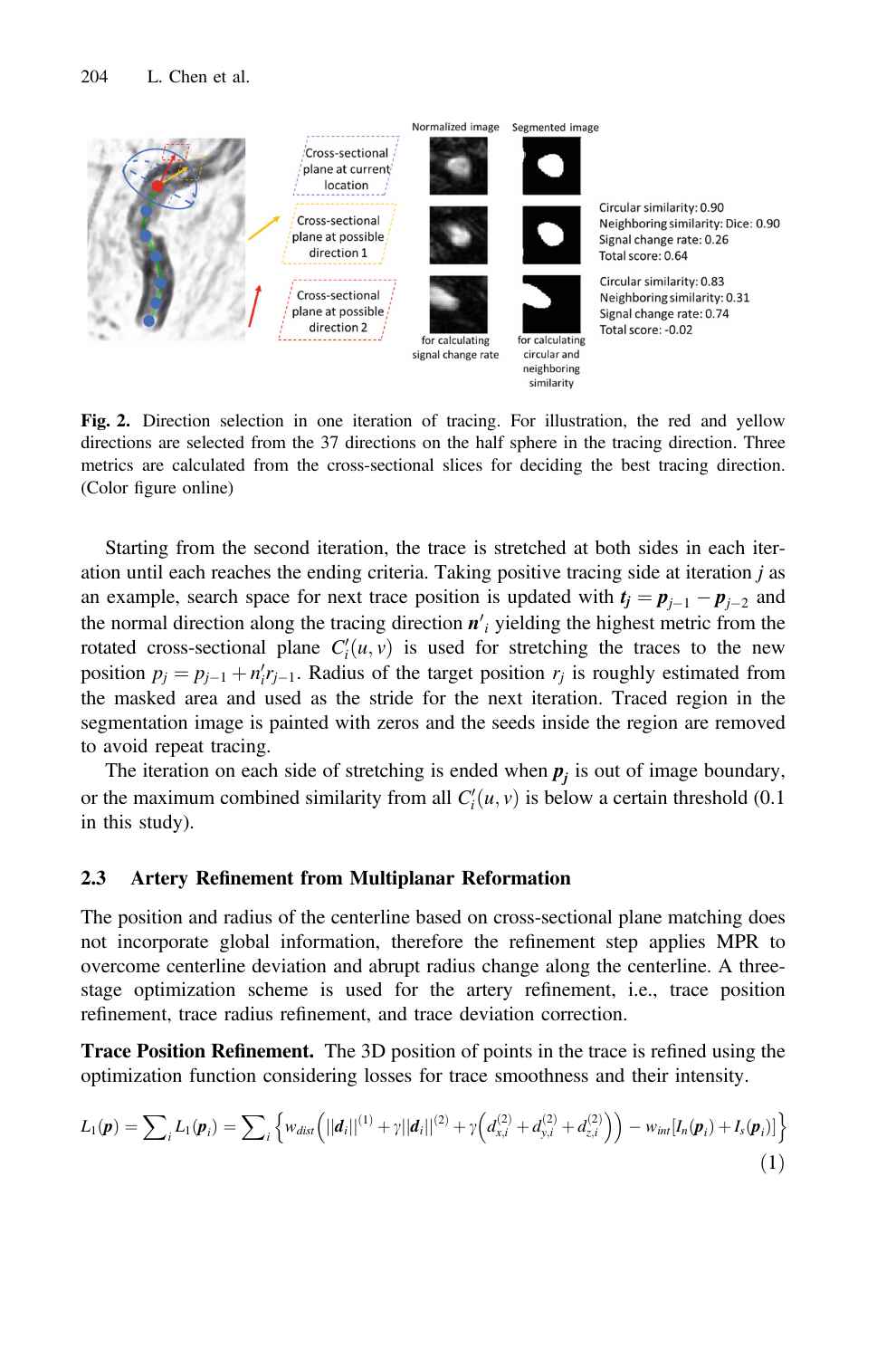Fig. 2. Direction selection in one iteration of tracing. For illustration, the red and yellow directions are selected from the 37 directions on the half sphere in the tracing direction. Three metrics are calculated from the cross-sectional slices for deciding the best tracing direction. (Color figure online)

Starting from the second iteration, the trace is stretched at both sides in each iteration until each reaches the ending criteria. Taking positive tracing side at iteration $j$ as an example, search space for next trace position is updated with $\boldsymbol{t_j} = \boldsymbol{p}_{j-1} - \boldsymbol{p}_{j-2}$ and the normal direction along the tracing direction $\boldsymbol{n}'_i$ yielding the highest metric from the rotated cross-sectional plane $C'_i(u, v)$ is used for stretching the traces to the new position $p_j = p_{j-1} + n'_i r_{j-1}$. Radius of the target position $r_j$ is roughly estimated from the masked area and used as the stride for the next iteration. Traced region in the segmentation image is painted with zeros and the seeds inside the region are removed to avoid repeat tracing.

The iteration on each side of stretching is ended when $\boldsymbol{p_j}$ is out of image boundary, or the maximum combined similarity from all $C'_i(u, v)$ is below a certain threshold (0.1 in this study).

### 2.3 Artery Refinement from Multiplanar Reformation

The position and radius of the centerline based on cross-sectional plane matching does not incorporate global information, therefore the refinement step applies MPR to overcome centerline deviation and abrupt radius change along the centerline. A three-stage optimization scheme is used for the artery refinement, i.e., trace position refinement, trace radius refinement, and trace deviation correction.

**Trace Position Refinement.** The 3D position of points in the trace is refined using the optimization function considering losses for trace smoothness and their intensity.

$$L_1(\boldsymbol{p}) = \sum\nolimits_i L_1(\boldsymbol{p}_i) = \sum\nolimits_i \left\{ w_{dist}\left( ||\boldsymbol{d}_i||^{(1)} + \gamma ||\boldsymbol{d}_i||^{(2)} + \gamma \left( d_{x,i}^{(2)} + d_{y,i}^{(2)} + d_{z,i}^{(2)} \right) \right) - w_{int}[I_n(\boldsymbol{p}_i) + I_s(\boldsymbol{p}_i)] \right\} \tag{1}$$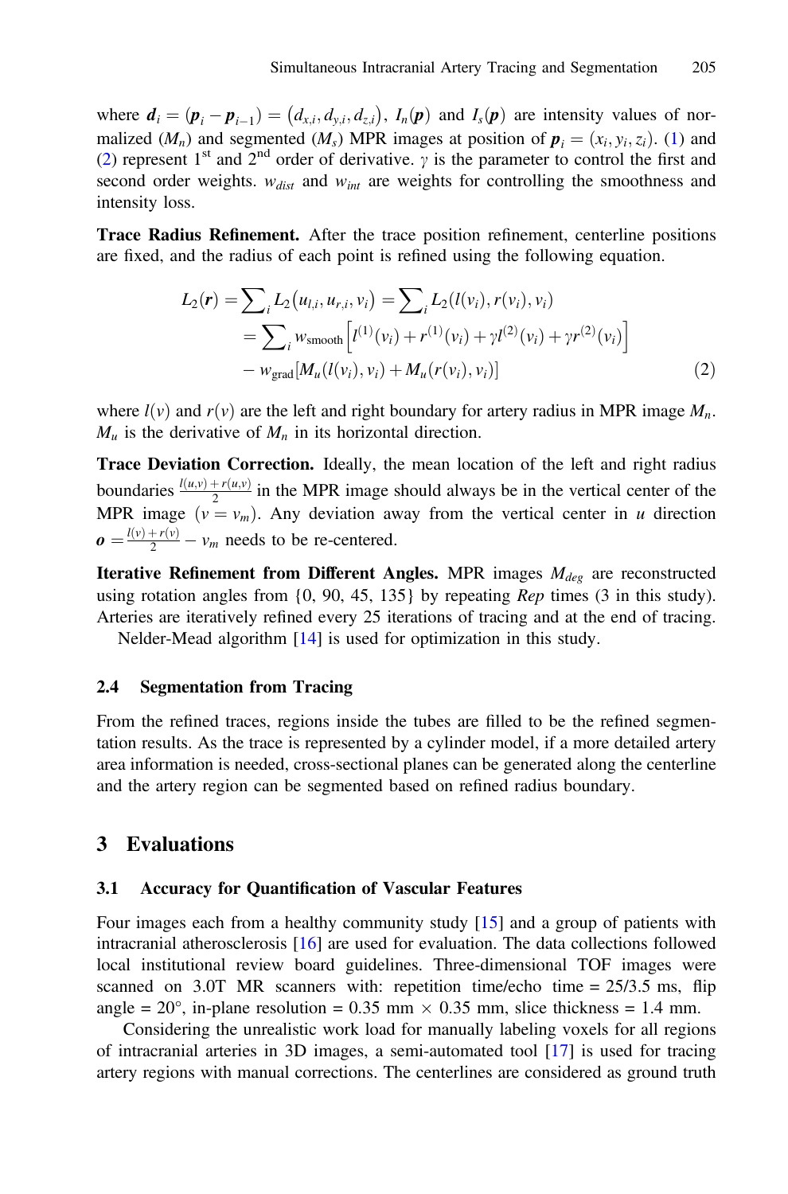where $\boldsymbol{d}_i = (\boldsymbol{p}_i - \boldsymbol{p}_{i-1}) = (d_{x,i}, d_{y,i}, d_{z,i})$, $I_n(\boldsymbol{p})$ and $I_s(\boldsymbol{p})$ are intensity values of normalized ($M_n$) and segmented ($M_s$) MPR images at position of $\boldsymbol{p}_i = (x_i, y_i, z_i)$. (1) and (2) represent 1st and 2nd order of derivative. $\gamma$ is the parameter to control the first and second order weights. $w_{dist}$ and $w_{int}$ are weights for controlling the smoothness and intensity loss.

**Trace Radius Refinement.** After the trace position refinement, centerline positions are fixed, and the radius of each point is refined using the following equation.

$$
\begin{aligned}
L_2(\boldsymbol{r}) &= \sum\nolimits_i L_2(u_{l,i}, u_{r,i}, v_i) = \sum\nolimits_i L_2(l(v_i), r(v_i), v_i) \\
&= \sum\nolimits_i w_{\text{smooth}} \left[ l^{(1)}(v_i) + r^{(1)}(v_i) + \gamma l^{(2)}(v_i) + \gamma r^{(2)}(v_i) \right] \\
&\quad - w_{\text{grad}} \left[ M_u(l(v_i), v_i) + M_u(r(v_i), v_i) \right]
\end{aligned} \tag{2}
$$

where $l(v)$ and $r(v)$ are the left and right boundary for artery radius in MPR image $M_n$. $M_u$ is the derivative of $M_n$ in its horizontal direction.

**Trace Deviation Correction.** Ideally, the mean location of the left and right radius boundaries $\frac{l(u,v)+r(u,v)}{2}$ in the MPR image should always be in the vertical center of the MPR image ($v = v_m$). Any deviation away from the vertical center in $u$ direction $\boldsymbol{o} = \frac{l(v)+r(v)}{2} - v_m$ needs to be re-centered.

**Iterative Refinement from Different Angles.** MPR images $M_{deg}$ are reconstructed using rotation angles from {0, 90, 45, 135} by repeating *Rep* times (3 in this study). Arteries are iteratively refined every 25 iterations of tracing and at the end of tracing.

Nelder-Mead algorithm [14] is used for optimization in this study.

### 2.4 Segmentation from Tracing

From the refined traces, regions inside the tubes are filled to be the refined segmentation results. As the trace is represented by a cylinder model, if a more detailed artery area information is needed, cross-sectional planes can be generated along the centerline and the artery region can be segmented based on refined radius boundary.

## 3 Evaluations

### 3.1 Accuracy for Quantification of Vascular Features

Four images each from a healthy community study [15] and a group of patients with intracranial atherosclerosis [16] are used for evaluation. The data collections followed local institutional review board guidelines. Three-dimensional TOF images were scanned on 3.0T MR scanners with: repetition time/echo time = 25/3.5 ms, flip angle = 20°, in-plane resolution = 0.35 mm × 0.35 mm, slice thickness = 1.4 mm.

Considering the unrealistic work load for manually labeling voxels for all regions of intracranial arteries in 3D images, a semi-automated tool [17] is used for tracing artery regions with manual corrections. The centerlines are considered as ground truth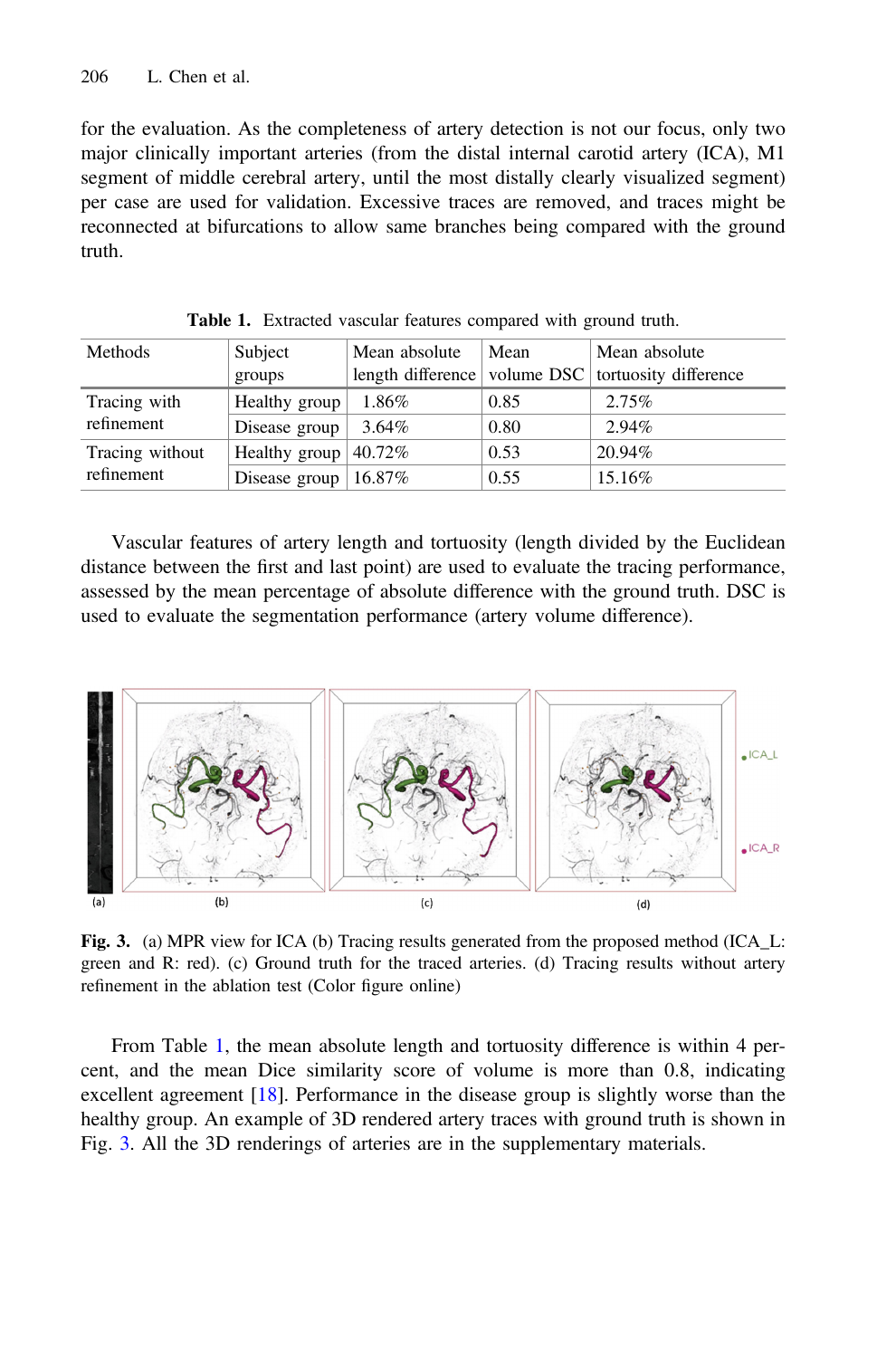for the evaluation. As the completeness of artery detection is not our focus, only two major clinically important arteries (from the distal internal carotid artery (ICA), M1 segment of middle cerebral artery, until the most distally clearly visualized segment) per case are used for validation. Excessive traces are removed, and traces might be reconnected at bifurcations to allow same branches being compared with the ground truth.

**Table 1.** Extracted vascular features compared with ground truth.

| Methods | Subject groups | Mean absolute length difference | Mean volume DSC | Mean absolute tortuosity difference |
|---|---|---|---|---|
| Tracing with refinement | Healthy group | 1.86% | 0.85 | 2.75% |
| | Disease group | 3.64% | 0.80 | 2.94% |
| Tracing without refinement | Healthy group | 40.72% | 0.53 | 20.94% |
| | Disease group | 16.87% | 0.55 | 15.16% |

Vascular features of artery length and tortuosity (length divided by the Euclidean distance between the first and last point) are used to evaluate the tracing performance, assessed by the mean percentage of absolute difference with the ground truth. DSC is used to evaluate the segmentation performance (artery volume difference).

**Fig. 3.** (a) MPR view for ICA (b) Tracing results generated from the proposed method (ICA_L: green and R: red). (c) Ground truth for the traced arteries. (d) Tracing results without artery refinement in the ablation test (Color figure online)

From Table 1, the mean absolute length and tortuosity difference is within 4 percent, and the mean Dice similarity score of volume is more than 0.8, indicating excellent agreement [18]. Performance in the disease group is slightly worse than the healthy group. An example of 3D rendered artery traces with ground truth is shown in Fig. 3. All the 3D renderings of arteries are in the supplementary materials.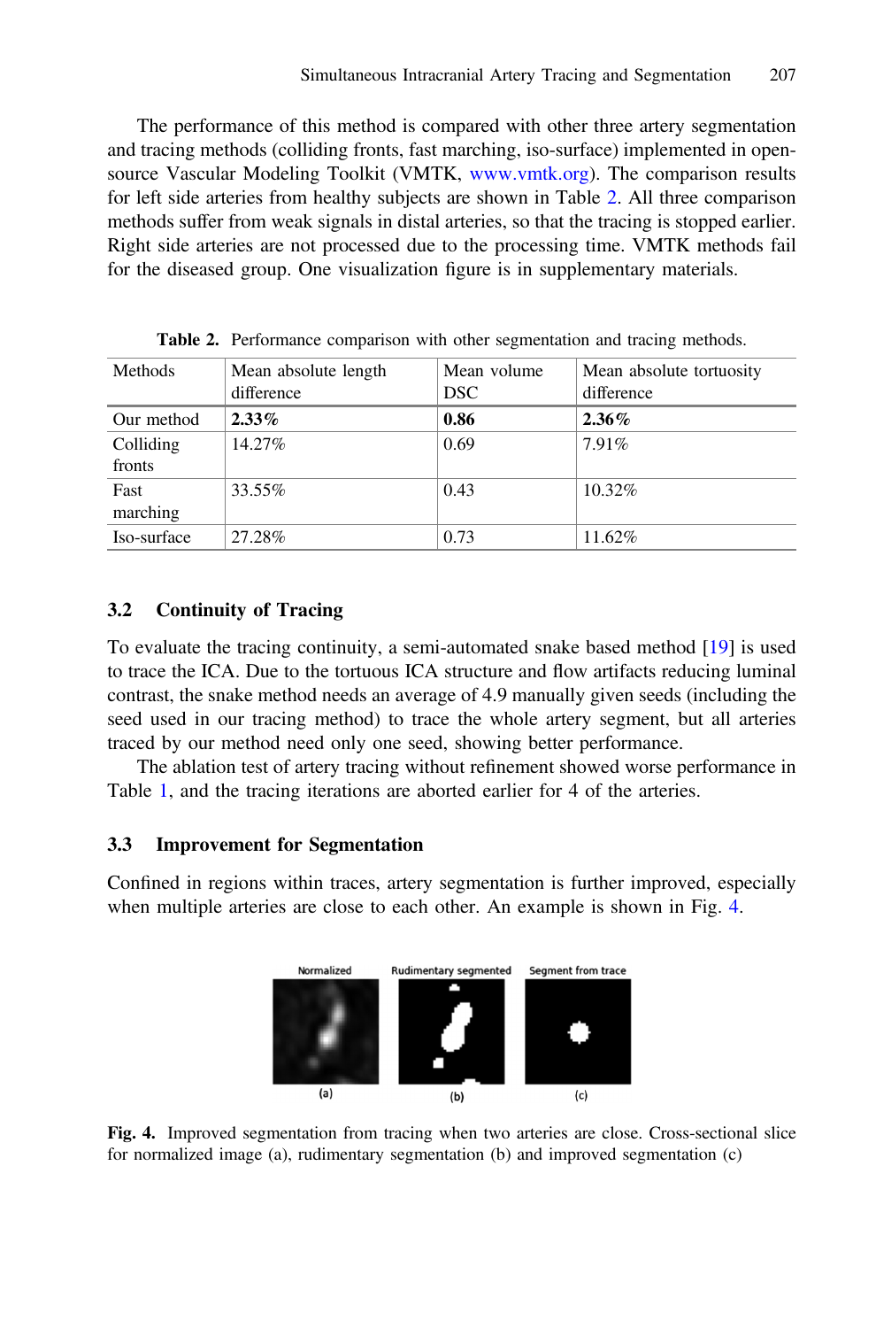The performance of this method is compared with other three artery segmentation and tracing methods (colliding fronts, fast marching, iso-surface) implemented in open-source Vascular Modeling Toolkit (VMTK, www.vmtk.org). The comparison results for left side arteries from healthy subjects are shown in Table 2. All three comparison methods suffer from weak signals in distal arteries, so that the tracing is stopped earlier. Right side arteries are not processed due to the processing time. VMTK methods fail for the diseased group. One visualization figure is in supplementary materials.

**Table 2.** Performance comparison with other segmentation and tracing methods.

| Methods | Mean absolute length difference | Mean volume DSC | Mean absolute tortuosity difference |
|---|---|---|---|
| Our method | **2.33%** | **0.86** | **2.36%** |
| Colliding fronts | 14.27% | 0.69 | 7.91% |
| Fast marching | 33.55% | 0.43 | 10.32% |
| Iso-surface | 27.28% | 0.73 | 11.62% |

### 3.2 Continuity of Tracing

To evaluate the tracing continuity, a semi-automated snake based method [19] is used to trace the ICA. Due to the tortuous ICA structure and flow artifacts reducing luminal contrast, the snake method needs an average of 4.9 manually given seeds (including the seed used in our tracing method) to trace the whole artery segment, but all arteries traced by our method need only one seed, showing better performance.

The ablation test of artery tracing without refinement showed worse performance in Table 1, and the tracing iterations are aborted earlier for 4 of the arteries.

### 3.3 Improvement for Segmentation

Confined in regions within traces, artery segmentation is further improved, especially when multiple arteries are close to each other. An example is shown in Fig. 4.

Normalized (a) | Rudimentary segmented (b) | Segment from trace (c)

**Fig. 4.** Improved segmentation from tracing when two arteries are close. Cross-sectional slice for normalized image (a), rudimentary segmentation (b) and improved segmentation (c)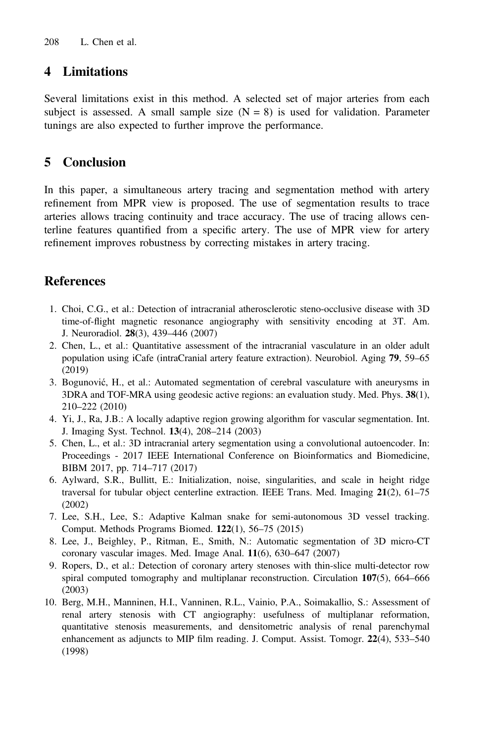## 4 Limitations

Several limitations exist in this method. A selected set of major arteries from each subject is assessed. A small sample size (N = 8) is used for validation. Parameter tunings are also expected to further improve the performance.

## 5 Conclusion

In this paper, a simultaneous artery tracing and segmentation method with artery refinement from MPR view is proposed. The use of segmentation results to trace arteries allows tracing continuity and trace accuracy. The use of tracing allows centerline features quantified from a specific artery. The use of MPR view for artery refinement improves robustness by correcting mistakes in artery tracing.

## References

1. Choi, C.G., et al.: Detection of intracranial atherosclerotic steno-occlusive disease with 3D time-of-flight magnetic resonance angiography with sensitivity encoding at 3T. Am. J. Neuroradiol. **28**(3), 439–446 (2007)
2. Chen, L., et al.: Quantitative assessment of the intracranial vasculature in an older adult population using iCafe (intraCranial artery feature extraction). Neurobiol. Aging **79**, 59–65 (2019)
3. Bogunović, H., et al.: Automated segmentation of cerebral vasculature with aneurysms in 3DRA and TOF-MRA using geodesic active regions: an evaluation study. Med. Phys. **38**(1), 210–222 (2010)
4. Yi, J., Ra, J.B.: A locally adaptive region growing algorithm for vascular segmentation. Int. J. Imaging Syst. Technol. **13**(4), 208–214 (2003)
5. Chen, L., et al.: 3D intracranial artery segmentation using a convolutional autoencoder. In: Proceedings - 2017 IEEE International Conference on Bioinformatics and Biomedicine, BIBM 2017, pp. 714–717 (2017)
6. Aylward, S.R., Bullitt, E.: Initialization, noise, singularities, and scale in height ridge traversal for tubular object centerline extraction. IEEE Trans. Med. Imaging **21**(2), 61–75 (2002)
7. Lee, S.H., Lee, S.: Adaptive Kalman snake for semi-autonomous 3D vessel tracking. Comput. Methods Programs Biomed. **122**(1), 56–75 (2015)
8. Lee, J., Beighley, P., Ritman, E., Smith, N.: Automatic segmentation of 3D micro-CT coronary vascular images. Med. Image Anal. **11**(6), 630–647 (2007)
9. Ropers, D., et al.: Detection of coronary artery stenoses with thin-slice multi-detector row spiral computed tomography and multiplanar reconstruction. Circulation **107**(5), 664–666 (2003)
10. Berg, M.H., Manninen, H.I., Vanninen, R.L., Vainio, P.A., Soimakallio, S.: Assessment of renal artery stenosis with CT angiography: usefulness of multiplanar reformation, quantitative stenosis measurements, and densitometric analysis of renal parenchymal enhancement as adjuncts to MIP film reading. J. Comput. Assist. Tomogr. **22**(4), 533–540 (1998)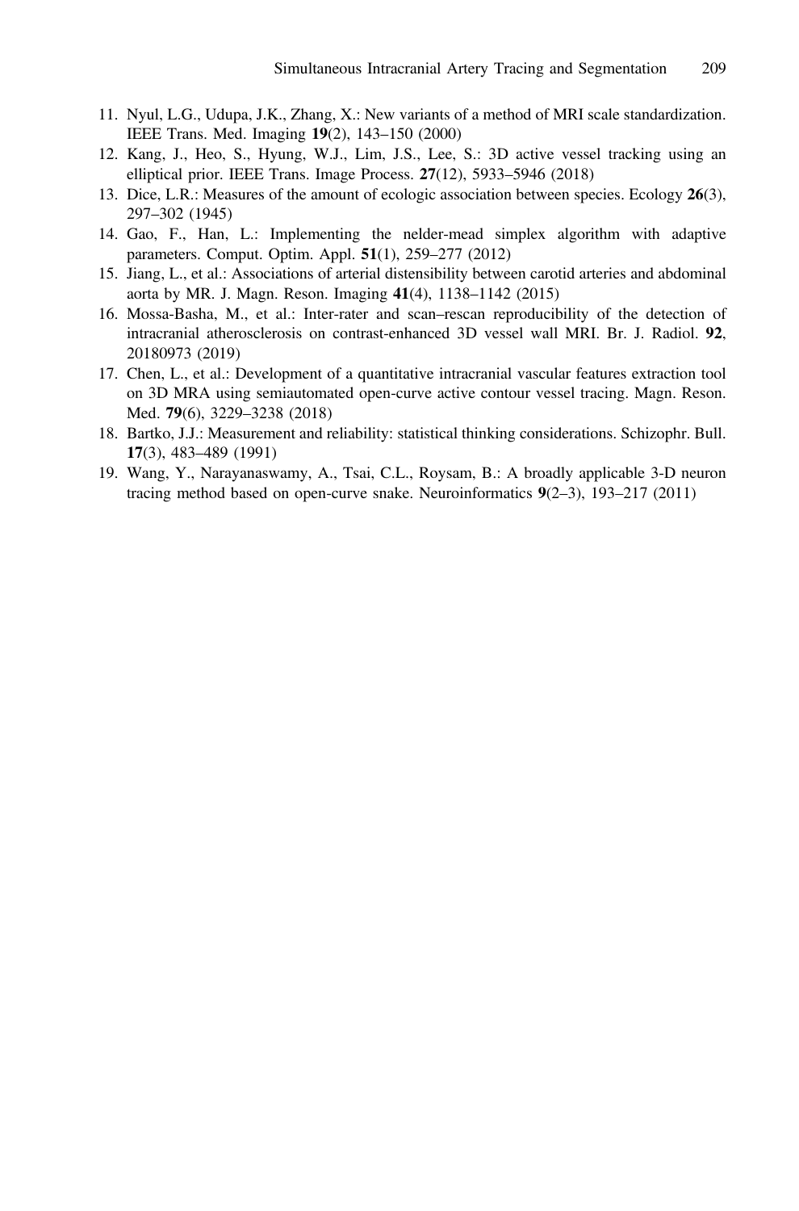11. Nyul, L.G., Udupa, J.K., Zhang, X.: New variants of a method of MRI scale standardization. IEEE Trans. Med. Imaging **19**(2), 143–150 (2000)
12. Kang, J., Heo, S., Hyung, W.J., Lim, J.S., Lee, S.: 3D active vessel tracking using an elliptical prior. IEEE Trans. Image Process. **27**(12), 5933–5946 (2018)
13. Dice, L.R.: Measures of the amount of ecologic association between species. Ecology **26**(3), 297–302 (1945)
14. Gao, F., Han, L.: Implementing the nelder-mead simplex algorithm with adaptive parameters. Comput. Optim. Appl. **51**(1), 259–277 (2012)
15. Jiang, L., et al.: Associations of arterial distensibility between carotid arteries and abdominal aorta by MR. J. Magn. Reson. Imaging **41**(4), 1138–1142 (2015)
16. Mossa-Basha, M., et al.: Inter-rater and scan–rescan reproducibility of the detection of intracranial atherosclerosis on contrast-enhanced 3D vessel wall MRI. Br. J. Radiol. **92**, 20180973 (2019)
17. Chen, L., et al.: Development of a quantitative intracranial vascular features extraction tool on 3D MRA using semiautomated open-curve active contour vessel tracing. Magn. Reson. Med. **79**(6), 3229–3238 (2018)
18. Bartko, J.J.: Measurement and reliability: statistical thinking considerations. Schizophr. Bull. **17**(3), 483–489 (1991)
19. Wang, Y., Narayanaswamy, A., Tsai, C.L., Roysam, B.: A broadly applicable 3-D neuron tracing method based on open-curve snake. Neuroinformatics **9**(2–3), 193–217 (2011)